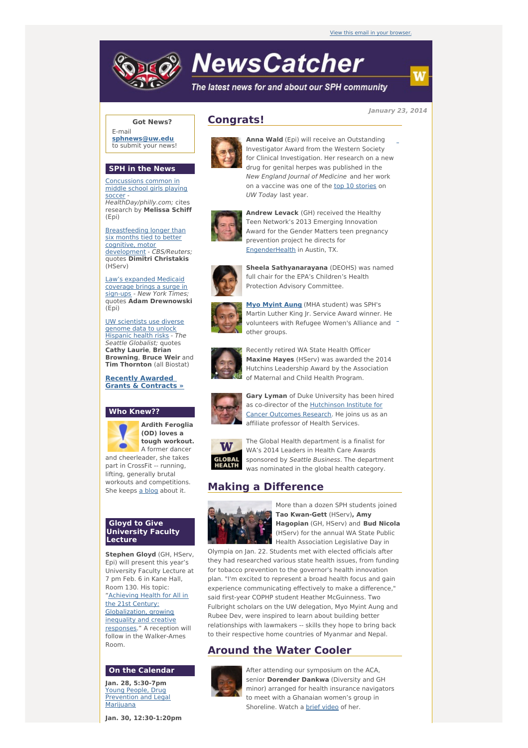View this email in your browser.

# NewsCatcher

*The latest news for and about our SPH community*

*January 23, 2014*

**Got News?**

E-mail **sphnews@uw.edu** to submit your news!

## SPH in the News

Concussions common in middle school girls playing soccer - *HealthDay/philly.com;* cites research by **Melissa Schiff** (Epi)

Breastfeeding longer than six months tied to better cognitive, motor development - *CBS/Reuters;* quotes **Dimitri Christakis** (HServ)

Law's expanded Medicaid coverage brings a surge in sign-ups - *New York Times;* quotes **Adam Drewnowski** (Epi)

UW scientists use diverse genome data to unlock Hispanic health risks - *The Seattle Globalist;* quotes **Cathy Laurie**, **Brian Browning**, **Bruce Weir** and **Tim Thornton** (all Biostat)

**Recently Awarded Grants & Contracts »**

## Who Knew??

**Ardith Feroglia (OD) loves a tough workout.** A former dancer and cheerleader, she takes part in CrossFit -- running, lifting, generally brutal workouts and competitions. She keeps a blog about it.

## Gloyd to Give University Faculty Lecture

**Stephen Gloyd** (GH, HServ, Epi) will present this year's University Faculty Lecture at 7 pm Feb. 6 in Kane Hall, Room 130. His topic: "Achieving Health for All in the 21st Century: Globalization, growing inequality and creative responses." A reception will follow in the Walker-Ames Room.

## On the Calendar

**Jan. 28, 5:30-7pm**
Young People, Drug Prevention and Legal Marijuana

**Jan. 30, 12:30-1:20pm**

## Congrats!

**Anna Wald** (Epi) will receive an Outstanding Investigator Award from the Western Society for Clinical Investigation. Her research on a new drug for genital herpes was published in the *New England Journal of Medicine* and her work on a vaccine was one of the top 10 stories on *UW Today* last year.

**Andrew Levack** (GH) received the Healthy Teen Network's 2013 Emerging Innovation Award for the Gender Matters teen pregnancy prevention project he directs for EngenderHealth in Austin, TX.

**Sheela Sathyanarayana** (DEOHS) was named full chair for the EPA's Children's Health Protection Advisory Committee.

**Myo Myint Aung** (MHA student) was SPH's Martin Luther King Jr. Service Award winner. He volunteers with Refugee Women's Alliance and other groups.

Recently retired WA State Health Officer **Maxine Hayes** (HServ) was awarded the 2014 Hutchins Leadership Award by the Association of Maternal and Child Health Program.

**Gary Lyman** of Duke University has been hired as co-director of the Hutchinson Institute for Cancer Outcomes Research. He joins us as an affiliate professor of Health Services.

The Global Health department is a finalist for WA's 2014 Leaders in Health Care Awards sponsored by *Seattle Business*. The department was nominated in the global health category.

## Making a Difference

More than a dozen SPH students joined **Tao Kwan-Gett** (HServ)**, Amy Hagopian** (GH, HServ) and **Bud Nicola** (HServ) for the annual WA State Public Health Association Legislative Day in Olympia on Jan. 22. Students met with elected officials after they had researched various state health issues, from funding for tobacco prevention to the governor's health innovation plan. "I'm excited to represent a broad health focus and gain experience communicating effectively to make a difference," said first-year COPHP student Heather McGuinness. Two Fulbright scholars on the UW delegation, Myo Myint Aung and Rubee Dev, were inspired to learn about building better relationships with lawmakers -- skills they hope to bring back to their respective home countries of Myanmar and Nepal.

## Around the Water Cooler

After attending our symposium on the ACA, senior **Dorender Dankwa** (Diversity and GH minor) arranged for health insurance navigators to meet with a Ghanaian women's group in Shoreline. Watch a brief video of her.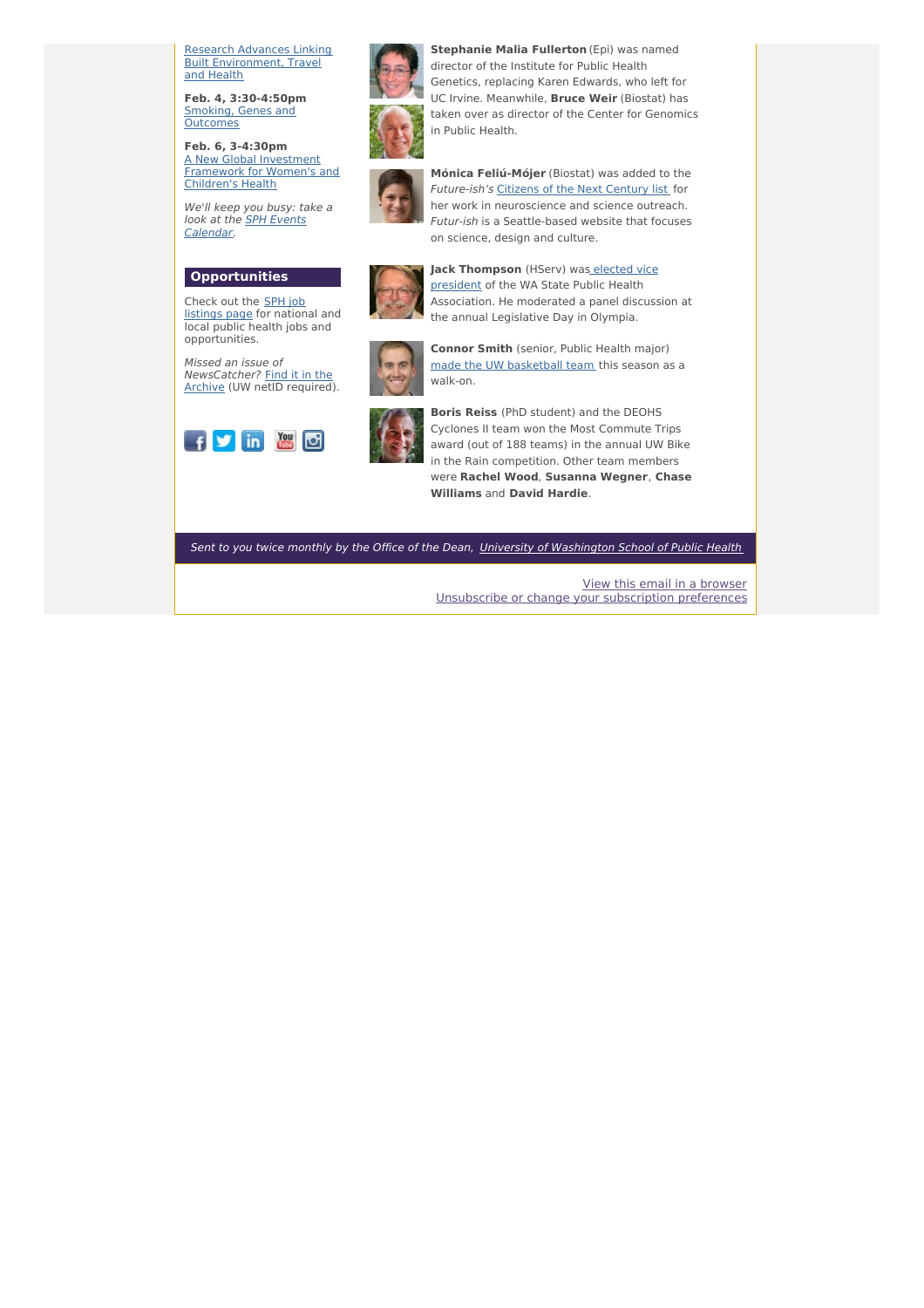[Research Advances Linking Built Environment, Travel and Health]

**Feb. 4, 3:30-4:50pm**
Smoking, Genes and Outcomes

**Feb. 6, 3-4:30pm**
A New Global Investment Framework for Women's and Children's Health

*We'll keep you busy: take a look at the SPH Events Calendar.*

## Opportunities

Check out the SPH job listings page for national and local public health jobs and opportunities.

*Missed an issue of NewsCatcher?* Find it in the Archive (UW netID required).

**Stephanie Malia Fullerton** (Epi) was named director of the Institute for Public Health Genetics, replacing Karen Edwards, who left for UC Irvine. Meanwhile, **Bruce Weir** (Biostat) has taken over as director of the Center for Genomics in Public Health.

**Mónica Feliú-Mójer** (Biostat) was added to the *Future-ish's* Citizens of the Next Century list for her work in neuroscience and science outreach. *Futur-ish* is a Seattle-based website that focuses on science, design and culture.

**Jack Thompson** (HServ) was elected vice president of the WA State Public Health Association. He moderated a panel discussion at the annual Legislative Day in Olympia.

**Connor Smith** (senior, Public Health major) made the UW basketball team this season as a walk-on.

**Boris Reiss** (PhD student) and the DEOHS Cyclones II team won the Most Commute Trips award (out of 188 teams) in the annual UW Bike in the Rain competition. Other team members were **Rachel Wood**, **Susanna Wegner**, **Chase Williams** and **David Hardie**.

*Sent to you twice monthly by the Office of the Dean, University of Washington School of Public Health*

View this email in a browser
Unsubscribe or change your subscription preferences